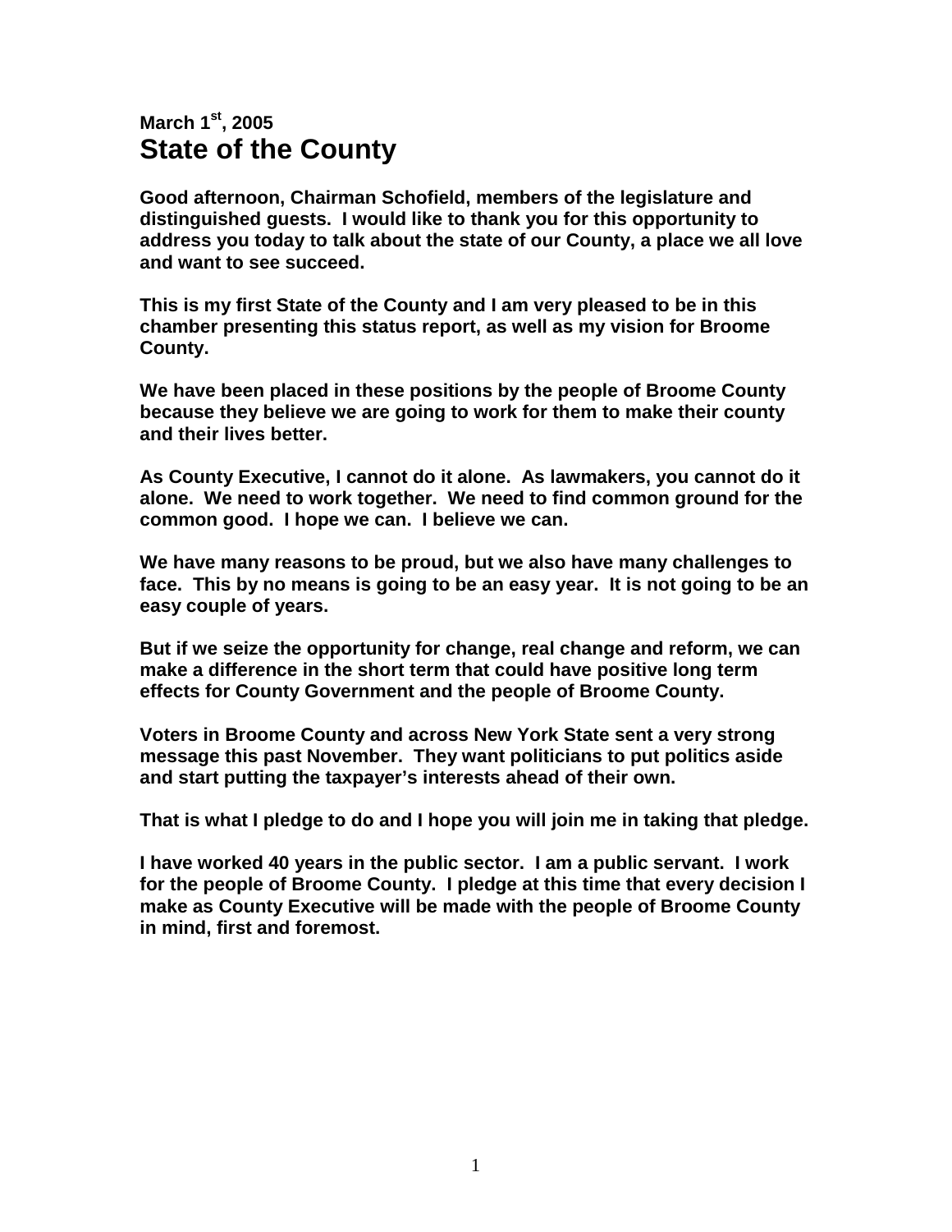**March 1st, 2005**

# State of the County

**Good afternoon, Chairman Schofield, members of the legislature and distinguished guests. I would like to thank you for this opportunity to address you today to talk about the state of our County, a place we all love and want to see succeed.**

**This is my first State of the County and I am very pleased to be in this chamber presenting this status report, as well as my vision for Broome County.**

**We have been placed in these positions by the people of Broome County because they believe we are going to work for them to make their county and their lives better.**

**As County Executive, I cannot do it alone. As lawmakers, you cannot do it alone. We need to work together. We need to find common ground for the common good. I hope we can. I believe we can.**

**We have many reasons to be proud, but we also have many challenges to face. This by no means is going to be an easy year. It is not going to be an easy couple of years.**

**But if we seize the opportunity for change, real change and reform, we can make a difference in the short term that could have positive long term effects for County Government and the people of Broome County.**

**Voters in Broome County and across New York State sent a very strong message this past November. They want politicians to put politics aside and start putting the taxpayer's interests ahead of their own.**

**That is what I pledge to do and I hope you will join me in taking that pledge.**

**I have worked 40 years in the public sector. I am a public servant. I work for the people of Broome County. I pledge at this time that every decision I make as County Executive will be made with the people of Broome County in mind, first and foremost.**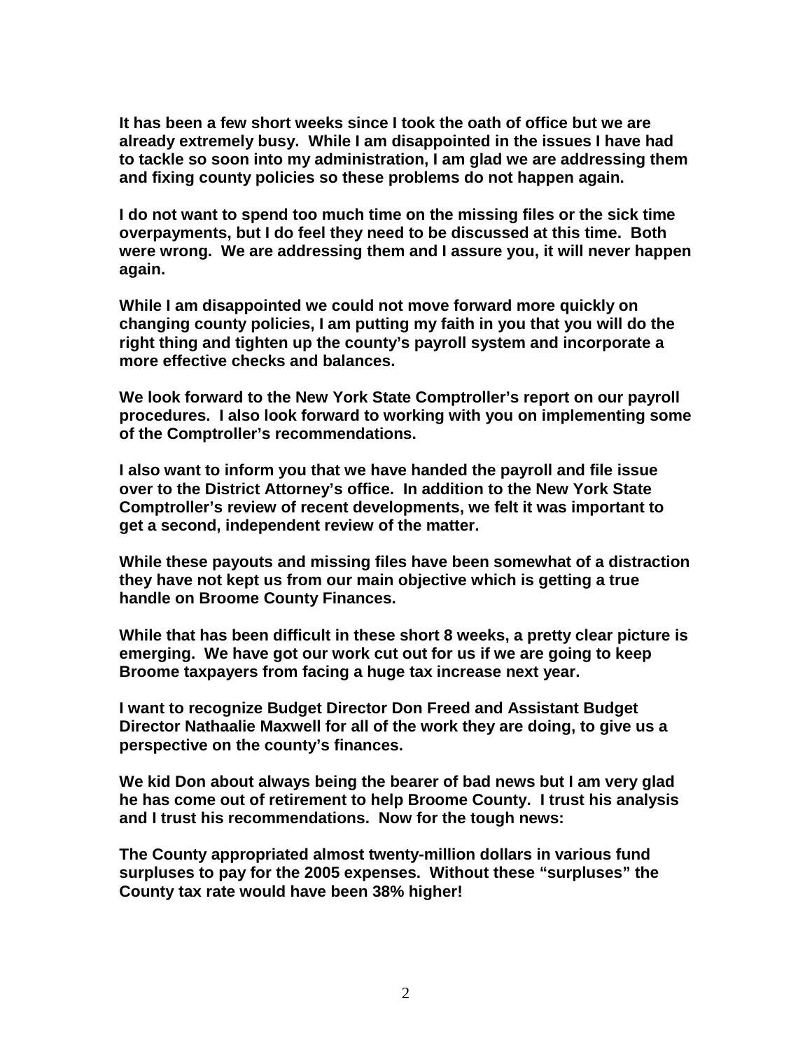**It has been a few short weeks since I took the oath of office but we are already extremely busy. While I am disappointed in the issues I have had to tackle so soon into my administration, I am glad we are addressing them and fixing county policies so these problems do not happen again.**

**I do not want to spend too much time on the missing files or the sick time overpayments, but I do feel they need to be discussed at this time. Both were wrong. We are addressing them and I assure you, it will never happen again.**

**While I am disappointed we could not move forward more quickly on changing county policies, I am putting my faith in you that you will do the right thing and tighten up the county's payroll system and incorporate a more effective checks and balances.**

**We look forward to the New York State Comptroller's report on our payroll procedures. I also look forward to working with you on implementing some of the Comptroller's recommendations.**

**I also want to inform you that we have handed the payroll and file issue over to the District Attorney's office. In addition to the New York State Comptroller's review of recent developments, we felt it was important to get a second, independent review of the matter.**

**While these payouts and missing files have been somewhat of a distraction they have not kept us from our main objective which is getting a true handle on Broome County Finances.**

**While that has been difficult in these short 8 weeks, a pretty clear picture is emerging. We have got our work cut out for us if we are going to keep Broome taxpayers from facing a huge tax increase next year.**

**I want to recognize Budget Director Don Freed and Assistant Budget Director Nathaalie Maxwell for all of the work they are doing, to give us a perspective on the county's finances.**

**We kid Don about always being the bearer of bad news but I am very glad he has come out of retirement to help Broome County. I trust his analysis and I trust his recommendations. Now for the tough news:**

**The County appropriated almost twenty-million dollars in various fund surpluses to pay for the 2005 expenses. Without these "surpluses" the County tax rate would have been 38% higher!**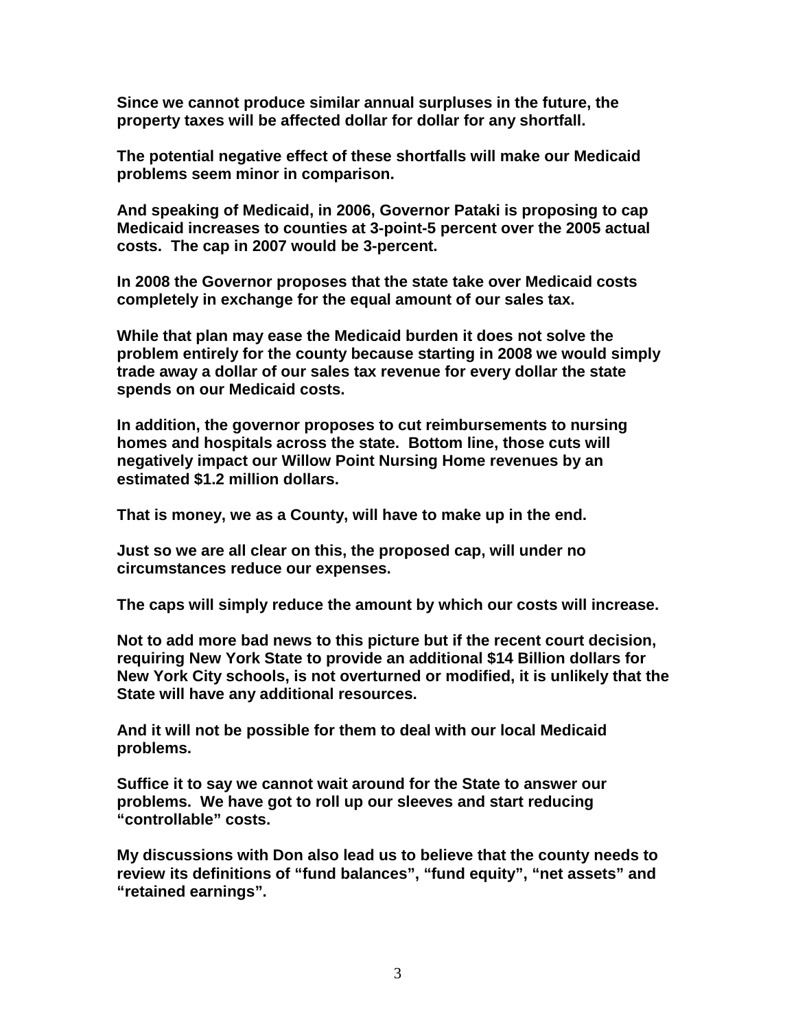**Since we cannot produce similar annual surpluses in the future, the property taxes will be affected dollar for dollar for any shortfall.**

**The potential negative effect of these shortfalls will make our Medicaid problems seem minor in comparison.**

**And speaking of Medicaid, in 2006, Governor Pataki is proposing to cap Medicaid increases to counties at 3-point-5 percent over the 2005 actual costs. The cap in 2007 would be 3-percent.**

**In 2008 the Governor proposes that the state take over Medicaid costs completely in exchange for the equal amount of our sales tax.**

**While that plan may ease the Medicaid burden it does not solve the problem entirely for the county because starting in 2008 we would simply trade away a dollar of our sales tax revenue for every dollar the state spends on our Medicaid costs.**

**In addition, the governor proposes to cut reimbursements to nursing homes and hospitals across the state. Bottom line, those cuts will negatively impact our Willow Point Nursing Home revenues by an estimated $1.2 million dollars.**

**That is money, we as a County, will have to make up in the end.**

**Just so we are all clear on this, the proposed cap, will under no circumstances reduce our expenses.**

**The caps will simply reduce the amount by which our costs will increase.**

**Not to add more bad news to this picture but if the recent court decision, requiring New York State to provide an additional $14 Billion dollars for New York City schools, is not overturned or modified, it is unlikely that the State will have any additional resources.**

**And it will not be possible for them to deal with our local Medicaid problems.**

**Suffice it to say we cannot wait around for the State to answer our problems. We have got to roll up our sleeves and start reducing "controllable" costs.**

**My discussions with Don also lead us to believe that the county needs to review its definitions of "fund balances", "fund equity", "net assets" and "retained earnings".**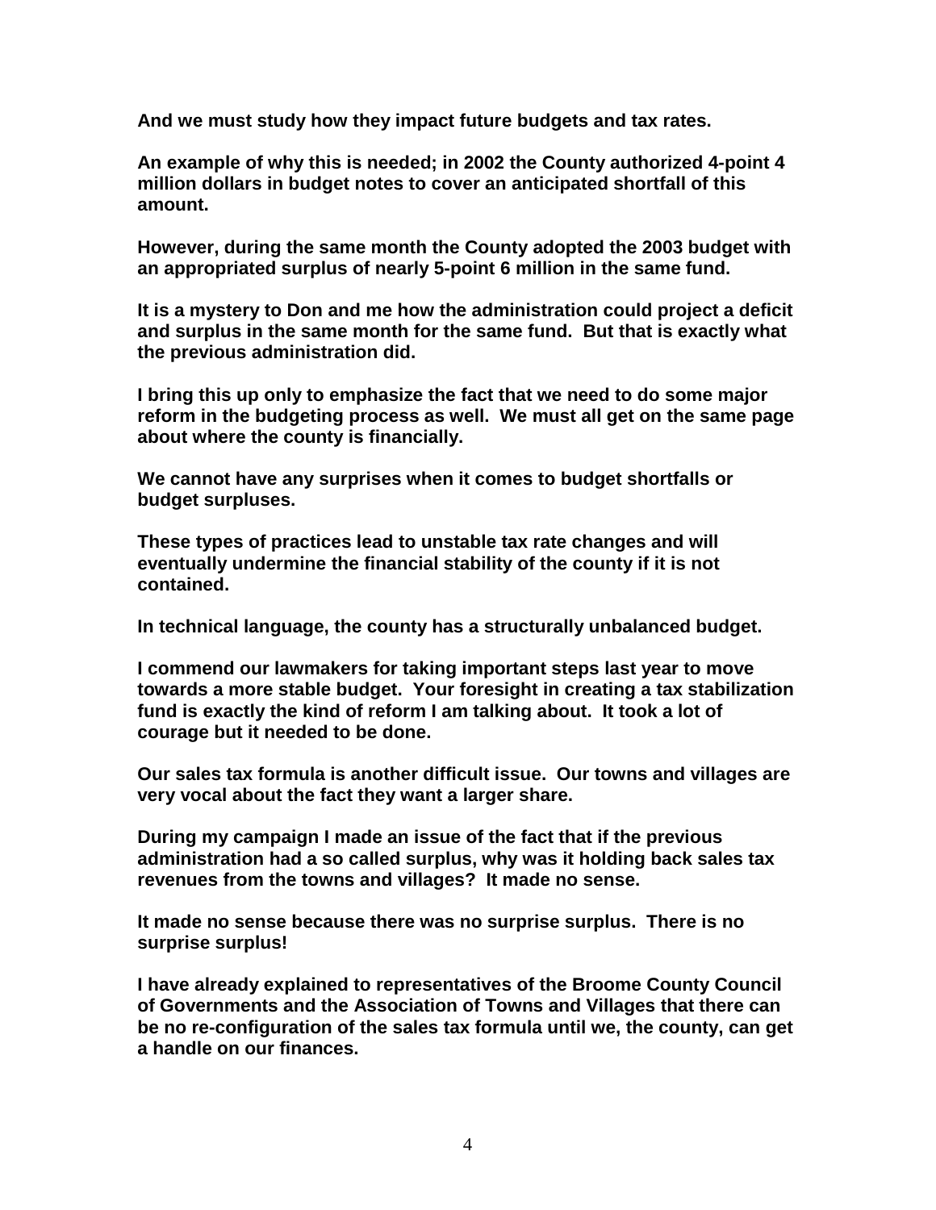**And we must study how they impact future budgets and tax rates.**

**An example of why this is needed; in 2002 the County authorized 4-point 4 million dollars in budget notes to cover an anticipated shortfall of this amount.**

**However, during the same month the County adopted the 2003 budget with an appropriated surplus of nearly 5-point 6 million in the same fund.**

**It is a mystery to Don and me how the administration could project a deficit and surplus in the same month for the same fund. But that is exactly what the previous administration did.**

**I bring this up only to emphasize the fact that we need to do some major reform in the budgeting process as well. We must all get on the same page about where the county is financially.**

**We cannot have any surprises when it comes to budget shortfalls or budget surpluses.**

**These types of practices lead to unstable tax rate changes and will eventually undermine the financial stability of the county if it is not contained.**

**In technical language, the county has a structurally unbalanced budget.**

**I commend our lawmakers for taking important steps last year to move towards a more stable budget. Your foresight in creating a tax stabilization fund is exactly the kind of reform I am talking about. It took a lot of courage but it needed to be done.**

**Our sales tax formula is another difficult issue. Our towns and villages are very vocal about the fact they want a larger share.**

**During my campaign I made an issue of the fact that if the previous administration had a so called surplus, why was it holding back sales tax revenues from the towns and villages? It made no sense.**

**It made no sense because there was no surprise surplus. There is no surprise surplus!**

**I have already explained to representatives of the Broome County Council of Governments and the Association of Towns and Villages that there can be no re-configuration of the sales tax formula until we, the county, can get a handle on our finances.**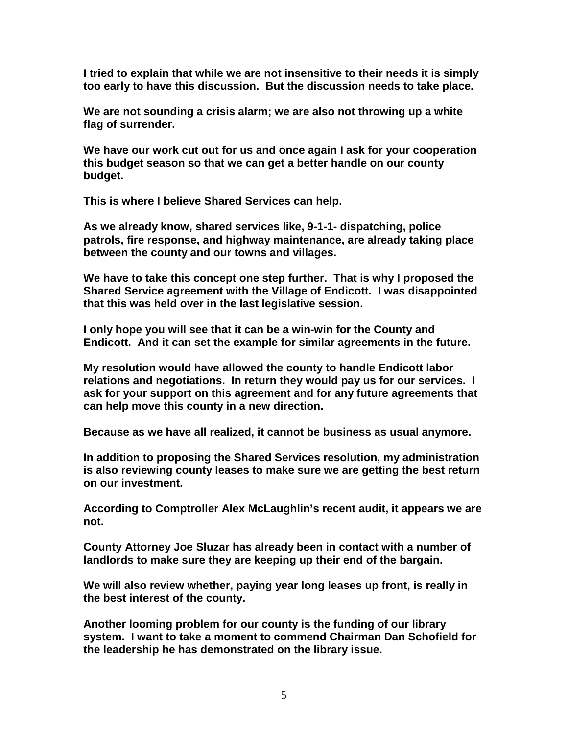**I tried to explain that while we are not insensitive to their needs it is simply too early to have this discussion. But the discussion needs to take place.**

**We are not sounding a crisis alarm; we are also not throwing up a white flag of surrender.**

**We have our work cut out for us and once again I ask for your cooperation this budget season so that we can get a better handle on our county budget.**

**This is where I believe Shared Services can help.**

**As we already know, shared services like, 9-1-1- dispatching, police patrols, fire response, and highway maintenance, are already taking place between the county and our towns and villages.**

**We have to take this concept one step further. That is why I proposed the Shared Service agreement with the Village of Endicott. I was disappointed that this was held over in the last legislative session.**

**I only hope you will see that it can be a win-win for the County and Endicott. And it can set the example for similar agreements in the future.**

**My resolution would have allowed the county to handle Endicott labor relations and negotiations. In return they would pay us for our services. I ask for your support on this agreement and for any future agreements that can help move this county in a new direction.**

**Because as we have all realized, it cannot be business as usual anymore.**

**In addition to proposing the Shared Services resolution, my administration is also reviewing county leases to make sure we are getting the best return on our investment.**

**According to Comptroller Alex McLaughlin's recent audit, it appears we are not.**

**County Attorney Joe Sluzar has already been in contact with a number of landlords to make sure they are keeping up their end of the bargain.**

**We will also review whether, paying year long leases up front, is really in the best interest of the county.**

**Another looming problem for our county is the funding of our library system. I want to take a moment to commend Chairman Dan Schofield for the leadership he has demonstrated on the library issue.**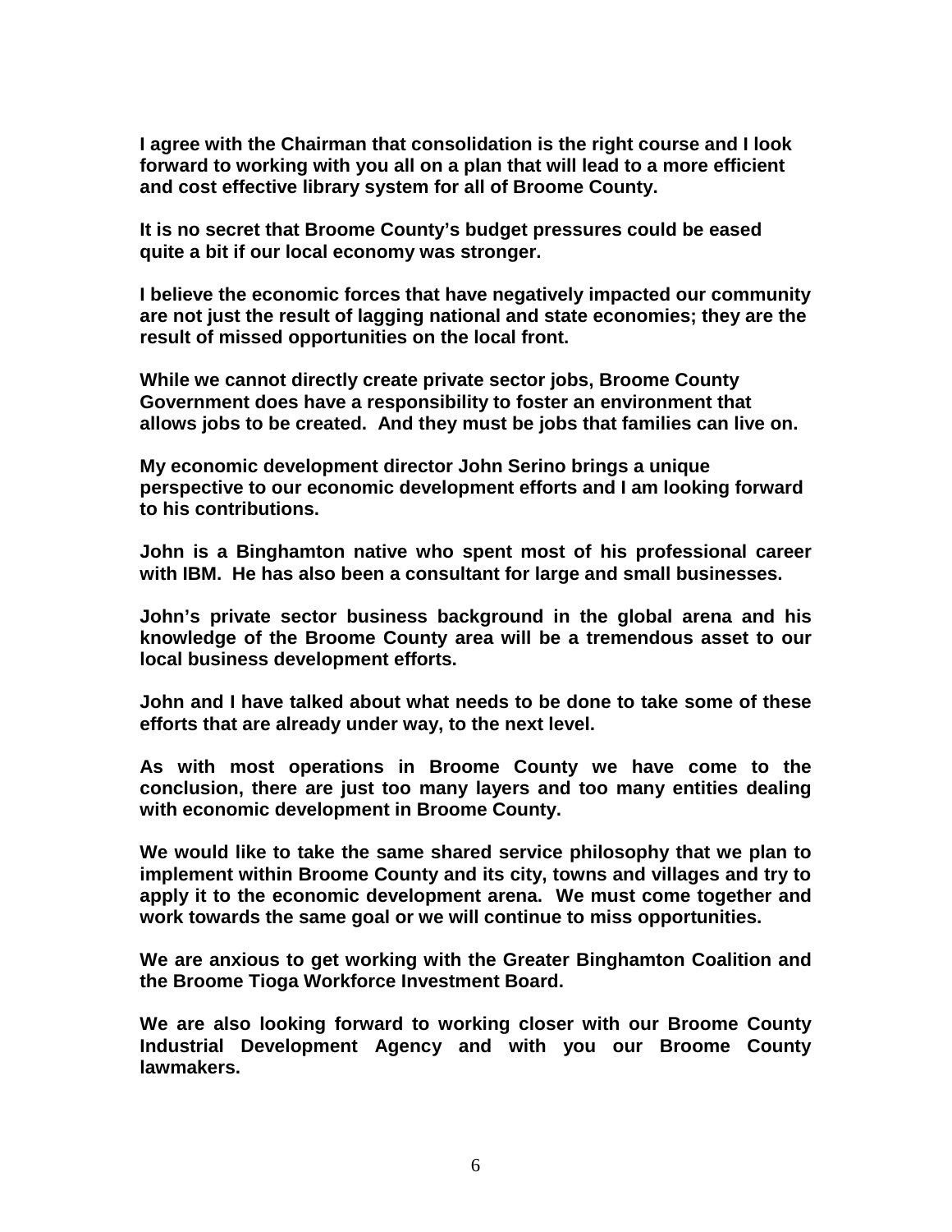**I agree with the Chairman that consolidation is the right course and I look forward to working with you all on a plan that will lead to a more efficient and cost effective library system for all of Broome County.**

**It is no secret that Broome County's budget pressures could be eased quite a bit if our local economy was stronger.**

**I believe the economic forces that have negatively impacted our community are not just the result of lagging national and state economies; they are the result of missed opportunities on the local front.**

**While we cannot directly create private sector jobs, Broome County Government does have a responsibility to foster an environment that allows jobs to be created. And they must be jobs that families can live on.**

**My economic development director John Serino brings a unique perspective to our economic development efforts and I am looking forward to his contributions.**

**John is a Binghamton native who spent most of his professional career with IBM. He has also been a consultant for large and small businesses.**

**John's private sector business background in the global arena and his knowledge of the Broome County area will be a tremendous asset to our local business development efforts.**

**John and I have talked about what needs to be done to take some of these efforts that are already under way, to the next level.**

**As with most operations in Broome County we have come to the conclusion, there are just too many layers and too many entities dealing with economic development in Broome County.**

**We would like to take the same shared service philosophy that we plan to implement within Broome County and its city, towns and villages and try to apply it to the economic development arena. We must come together and work towards the same goal or we will continue to miss opportunities.**

**We are anxious to get working with the Greater Binghamton Coalition and the Broome Tioga Workforce Investment Board.**

**We are also looking forward to working closer with our Broome County Industrial Development Agency and with you our Broome County lawmakers.**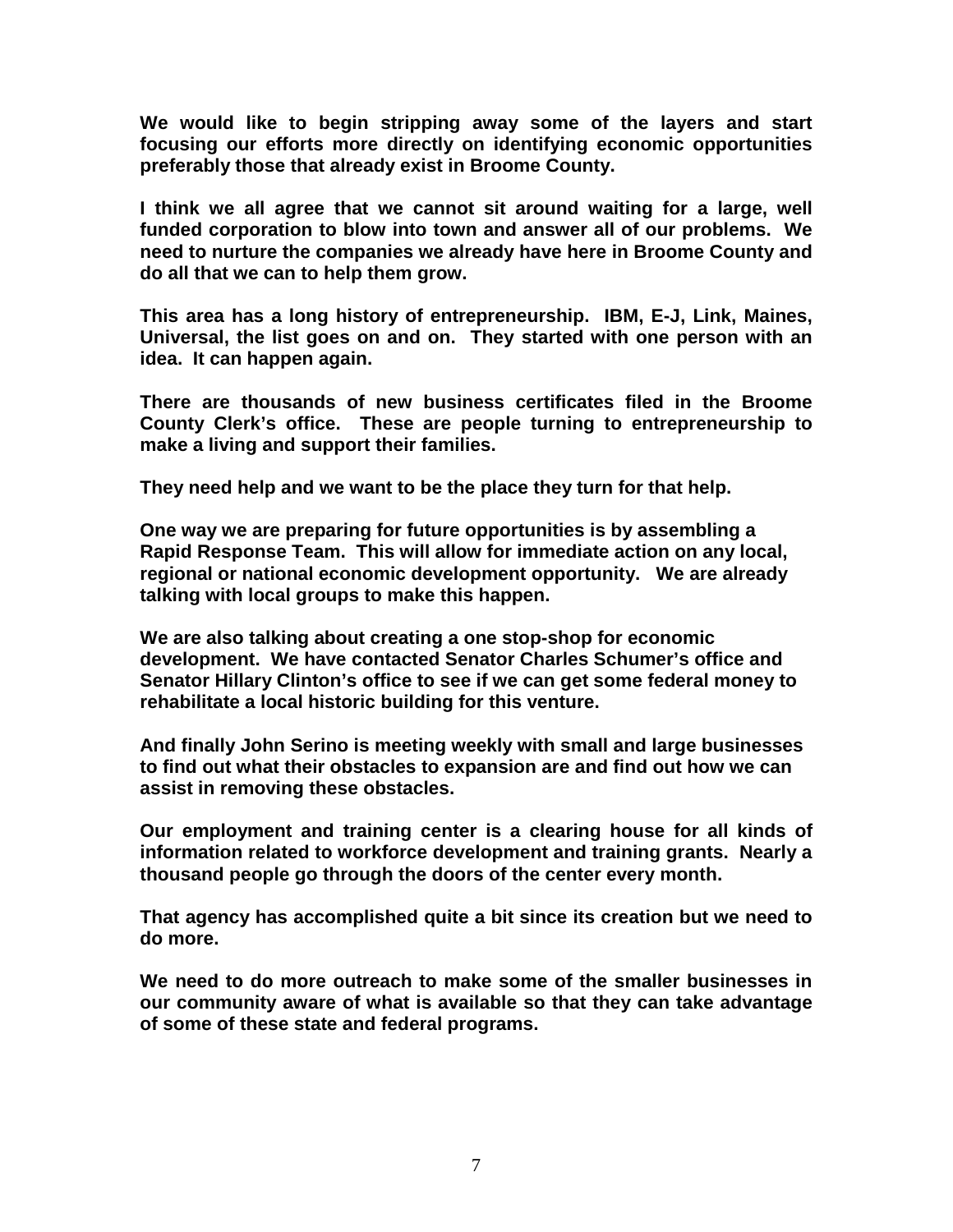**We would like to begin stripping away some of the layers and start focusing our efforts more directly on identifying economic opportunities preferably those that already exist in Broome County.**

**I think we all agree that we cannot sit around waiting for a large, well funded corporation to blow into town and answer all of our problems. We need to nurture the companies we already have here in Broome County and do all that we can to help them grow.**

**This area has a long history of entrepreneurship. IBM, E-J, Link, Maines, Universal, the list goes on and on. They started with one person with an idea. It can happen again.**

**There are thousands of new business certificates filed in the Broome County Clerk's office. These are people turning to entrepreneurship to make a living and support their families.**

**They need help and we want to be the place they turn for that help.**

**One way we are preparing for future opportunities is by assembling a Rapid Response Team. This will allow for immediate action on any local, regional or national economic development opportunity. We are already talking with local groups to make this happen.**

**We are also talking about creating a one stop-shop for economic development. We have contacted Senator Charles Schumer's office and Senator Hillary Clinton's office to see if we can get some federal money to rehabilitate a local historic building for this venture.**

**And finally John Serino is meeting weekly with small and large businesses to find out what their obstacles to expansion are and find out how we can assist in removing these obstacles.**

**Our employment and training center is a clearing house for all kinds of information related to workforce development and training grants. Nearly a thousand people go through the doors of the center every month.**

**That agency has accomplished quite a bit since its creation but we need to do more.**

**We need to do more outreach to make some of the smaller businesses in our community aware of what is available so that they can take advantage of some of these state and federal programs.**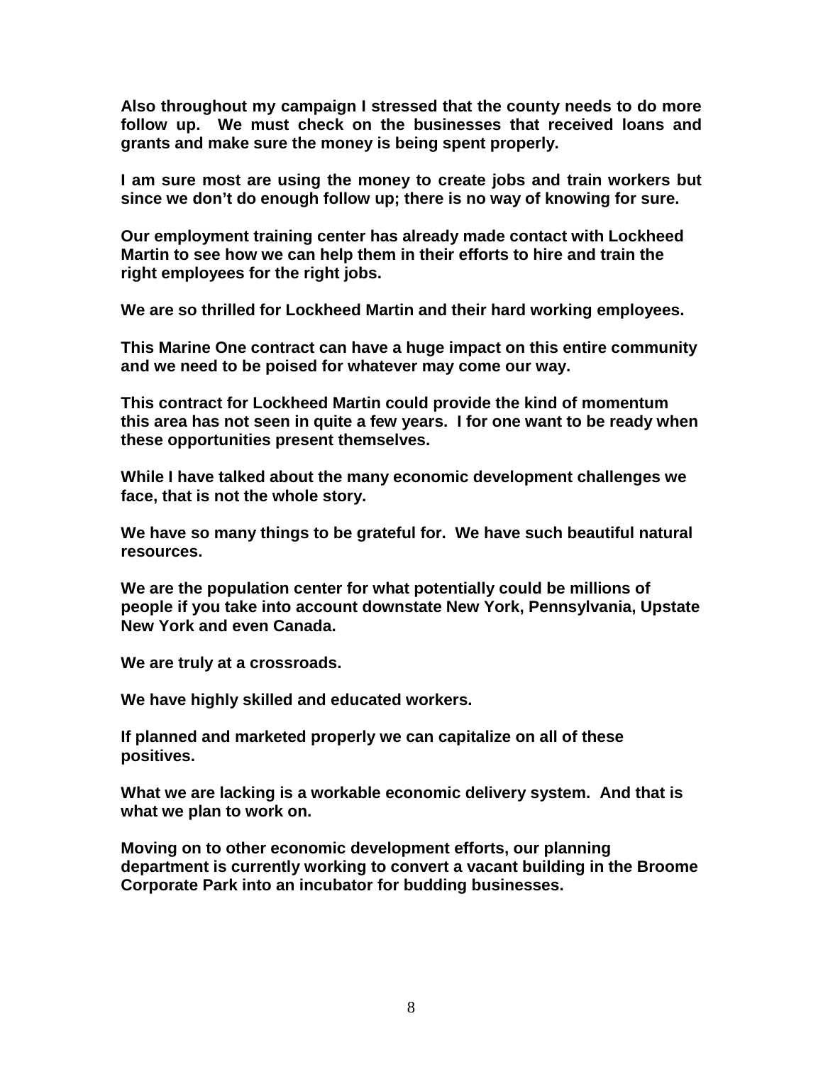**Also throughout my campaign I stressed that the county needs to do more follow up. We must check on the businesses that received loans and grants and make sure the money is being spent properly.**

**I am sure most are using the money to create jobs and train workers but since we don't do enough follow up; there is no way of knowing for sure.**

**Our employment training center has already made contact with Lockheed Martin to see how we can help them in their efforts to hire and train the right employees for the right jobs.**

**We are so thrilled for Lockheed Martin and their hard working employees.**

**This Marine One contract can have a huge impact on this entire community and we need to be poised for whatever may come our way.**

**This contract for Lockheed Martin could provide the kind of momentum this area has not seen in quite a few years. I for one want to be ready when these opportunities present themselves.**

**While I have talked about the many economic development challenges we face, that is not the whole story.**

**We have so many things to be grateful for. We have such beautiful natural resources.**

**We are the population center for what potentially could be millions of people if you take into account downstate New York, Pennsylvania, Upstate New York and even Canada.**

**We are truly at a crossroads.**

**We have highly skilled and educated workers.**

**If planned and marketed properly we can capitalize on all of these positives.**

**What we are lacking is a workable economic delivery system. And that is what we plan to work on.**

**Moving on to other economic development efforts, our planning department is currently working to convert a vacant building in the Broome Corporate Park into an incubator for budding businesses.**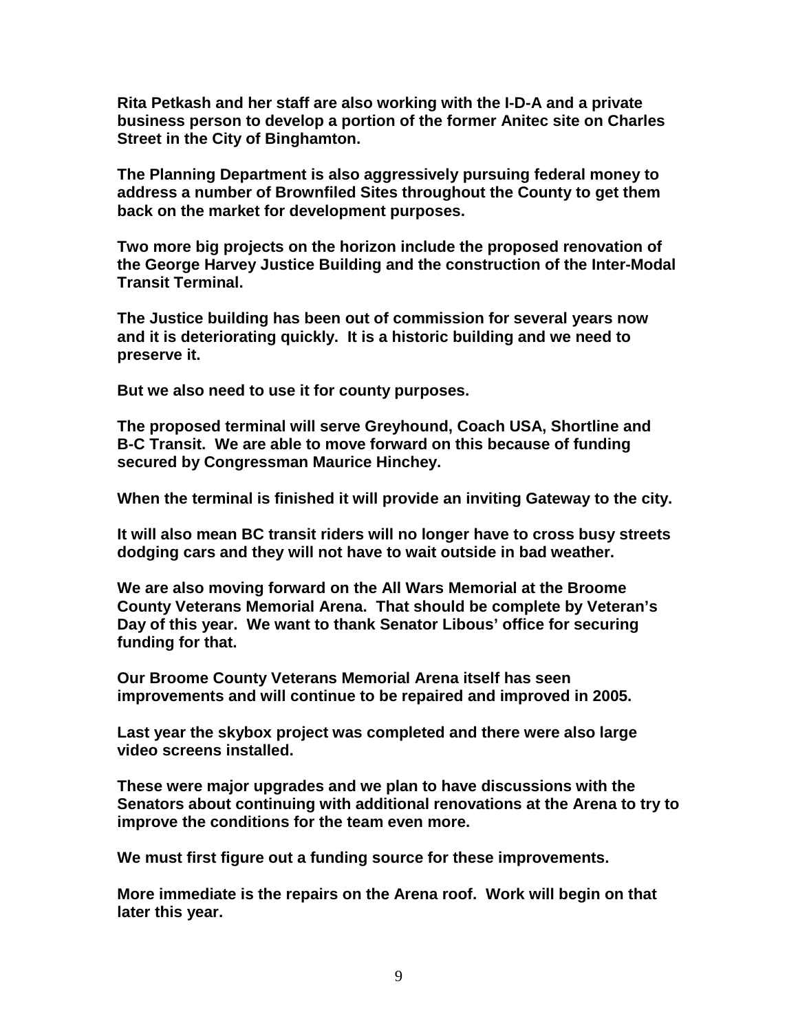**Rita Petkash and her staff are also working with the I-D-A and a private business person to develop a portion of the former Anitec site on Charles Street in the City of Binghamton.**

**The Planning Department is also aggressively pursuing federal money to address a number of Brownfiled Sites throughout the County to get them back on the market for development purposes.**

**Two more big projects on the horizon include the proposed renovation of the George Harvey Justice Building and the construction of the Inter-Modal Transit Terminal.**

**The Justice building has been out of commission for several years now and it is deteriorating quickly. It is a historic building and we need to preserve it.**

**But we also need to use it for county purposes.**

**The proposed terminal will serve Greyhound, Coach USA, Shortline and B-C Transit. We are able to move forward on this because of funding secured by Congressman Maurice Hinchey.**

**When the terminal is finished it will provide an inviting Gateway to the city.**

**It will also mean BC transit riders will no longer have to cross busy streets dodging cars and they will not have to wait outside in bad weather.**

**We are also moving forward on the All Wars Memorial at the Broome County Veterans Memorial Arena. That should be complete by Veteran's Day of this year. We want to thank Senator Libous' office for securing funding for that.**

**Our Broome County Veterans Memorial Arena itself has seen improvements and will continue to be repaired and improved in 2005.**

**Last year the skybox project was completed and there were also large video screens installed.**

**These were major upgrades and we plan to have discussions with the Senators about continuing with additional renovations at the Arena to try to improve the conditions for the team even more.**

**We must first figure out a funding source for these improvements.**

**More immediate is the repairs on the Arena roof. Work will begin on that later this year.**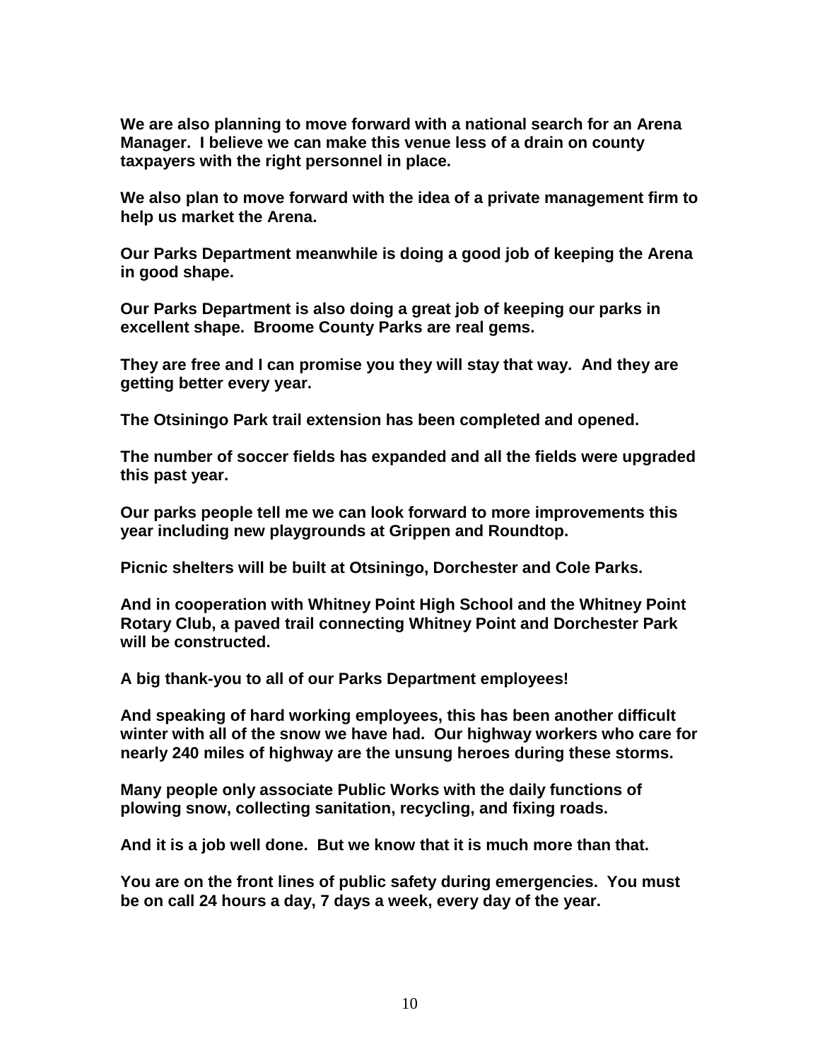**We are also planning to move forward with a national search for an Arena Manager. I believe we can make this venue less of a drain on county taxpayers with the right personnel in place.**

**We also plan to move forward with the idea of a private management firm to help us market the Arena.**

**Our Parks Department meanwhile is doing a good job of keeping the Arena in good shape.**

**Our Parks Department is also doing a great job of keeping our parks in excellent shape. Broome County Parks are real gems.**

**They are free and I can promise you they will stay that way. And they are getting better every year.**

**The Otsiningo Park trail extension has been completed and opened.**

**The number of soccer fields has expanded and all the fields were upgraded this past year.**

**Our parks people tell me we can look forward to more improvements this year including new playgrounds at Grippen and Roundtop.**

**Picnic shelters will be built at Otsiningo, Dorchester and Cole Parks.**

**And in cooperation with Whitney Point High School and the Whitney Point Rotary Club, a paved trail connecting Whitney Point and Dorchester Park will be constructed.**

**A big thank-you to all of our Parks Department employees!**

**And speaking of hard working employees, this has been another difficult winter with all of the snow we have had. Our highway workers who care for nearly 240 miles of highway are the unsung heroes during these storms.**

**Many people only associate Public Works with the daily functions of plowing snow, collecting sanitation, recycling, and fixing roads.**

**And it is a job well done. But we know that it is much more than that.**

**You are on the front lines of public safety during emergencies. You must be on call 24 hours a day, 7 days a week, every day of the year.**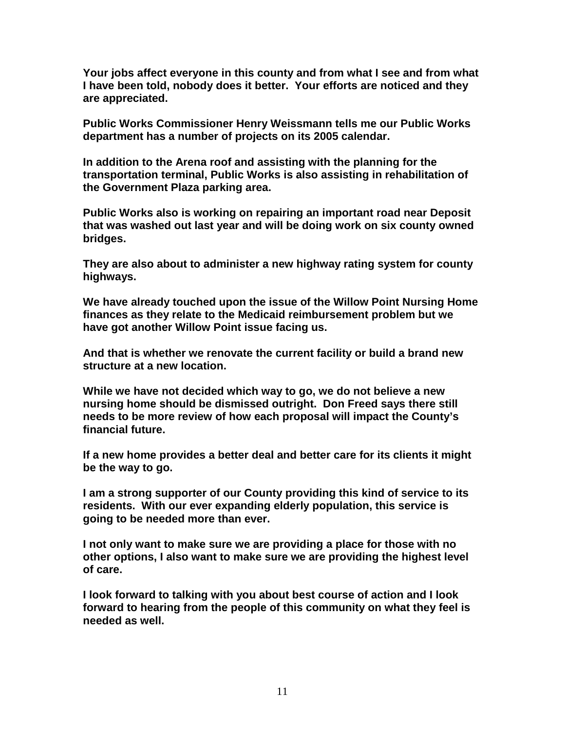**Your jobs affect everyone in this county and from what I see and from what I have been told, nobody does it better. Your efforts are noticed and they are appreciated.**

**Public Works Commissioner Henry Weissmann tells me our Public Works department has a number of projects on its 2005 calendar.**

**In addition to the Arena roof and assisting with the planning for the transportation terminal, Public Works is also assisting in rehabilitation of the Government Plaza parking area.**

**Public Works also is working on repairing an important road near Deposit that was washed out last year and will be doing work on six county owned bridges.**

**They are also about to administer a new highway rating system for county highways.**

**We have already touched upon the issue of the Willow Point Nursing Home finances as they relate to the Medicaid reimbursement problem but we have got another Willow Point issue facing us.**

**And that is whether we renovate the current facility or build a brand new structure at a new location.**

**While we have not decided which way to go, we do not believe a new nursing home should be dismissed outright. Don Freed says there still needs to be more review of how each proposal will impact the County's financial future.**

**If a new home provides a better deal and better care for its clients it might be the way to go.**

**I am a strong supporter of our County providing this kind of service to its residents. With our ever expanding elderly population, this service is going to be needed more than ever.**

**I not only want to make sure we are providing a place for those with no other options, I also want to make sure we are providing the highest level of care.**

**I look forward to talking with you about best course of action and I look forward to hearing from the people of this community on what they feel is needed as well.**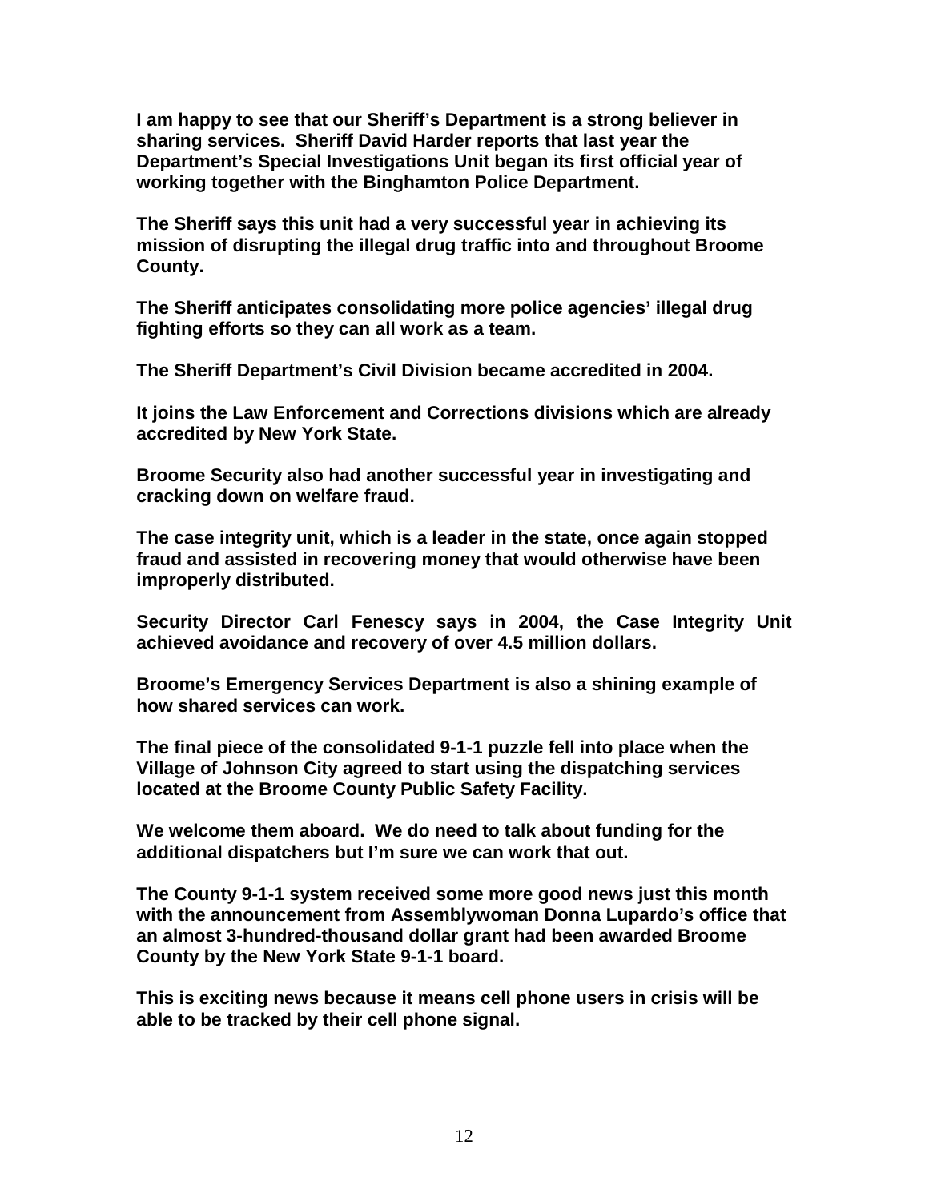**I am happy to see that our Sheriff's Department is a strong believer in sharing services. Sheriff David Harder reports that last year the Department's Special Investigations Unit began its first official year of working together with the Binghamton Police Department.**

**The Sheriff says this unit had a very successful year in achieving its mission of disrupting the illegal drug traffic into and throughout Broome County.**

**The Sheriff anticipates consolidating more police agencies' illegal drug fighting efforts so they can all work as a team.**

**The Sheriff Department's Civil Division became accredited in 2004.**

**It joins the Law Enforcement and Corrections divisions which are already accredited by New York State.**

**Broome Security also had another successful year in investigating and cracking down on welfare fraud.**

**The case integrity unit, which is a leader in the state, once again stopped fraud and assisted in recovering money that would otherwise have been improperly distributed.**

**Security Director Carl Fenescy says in 2004, the Case Integrity Unit achieved avoidance and recovery of over 4.5 million dollars.**

**Broome's Emergency Services Department is also a shining example of how shared services can work.**

**The final piece of the consolidated 9-1-1 puzzle fell into place when the Village of Johnson City agreed to start using the dispatching services located at the Broome County Public Safety Facility.**

**We welcome them aboard. We do need to talk about funding for the additional dispatchers but I'm sure we can work that out.**

**The County 9-1-1 system received some more good news just this month with the announcement from Assemblywoman Donna Lupardo's office that an almost 3-hundred-thousand dollar grant had been awarded Broome County by the New York State 9-1-1 board.**

**This is exciting news because it means cell phone users in crisis will be able to be tracked by their cell phone signal.**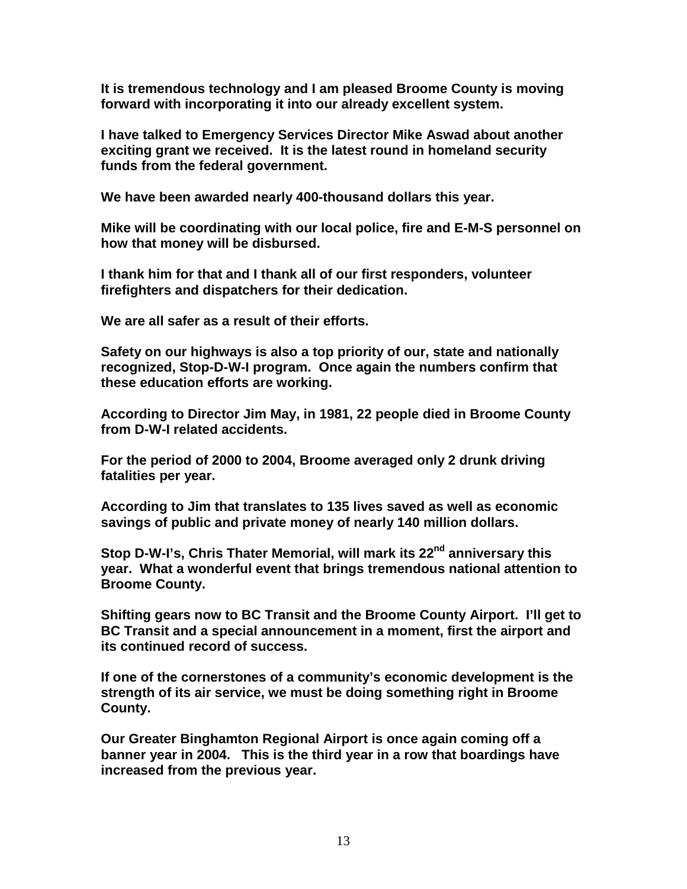**It is tremendous technology and I am pleased Broome County is moving forward with incorporating it into our already excellent system.**

**I have talked to Emergency Services Director Mike Aswad about another exciting grant we received. It is the latest round in homeland security funds from the federal government.**

**We have been awarded nearly 400-thousand dollars this year.**

**Mike will be coordinating with our local police, fire and E-M-S personnel on how that money will be disbursed.**

**I thank him for that and I thank all of our first responders, volunteer firefighters and dispatchers for their dedication.**

**We are all safer as a result of their efforts.**

**Safety on our highways is also a top priority of our, state and nationally recognized, Stop-D-W-I program. Once again the numbers confirm that these education efforts are working.**

**According to Director Jim May, in 1981, 22 people died in Broome County from D-W-I related accidents.**

**For the period of 2000 to 2004, Broome averaged only 2 drunk driving fatalities per year.**

**According to Jim that translates to 135 lives saved as well as economic savings of public and private money of nearly 140 million dollars.**

**Stop D-W-I's, Chris Thater Memorial, will mark its 22nd anniversary this year. What a wonderful event that brings tremendous national attention to Broome County.**

**Shifting gears now to BC Transit and the Broome County Airport. I'll get to BC Transit and a special announcement in a moment, first the airport and its continued record of success.**

**If one of the cornerstones of a community's economic development is the strength of its air service, we must be doing something right in Broome County.**

**Our Greater Binghamton Regional Airport is once again coming off a banner year in 2004. This is the third year in a row that boardings have increased from the previous year.**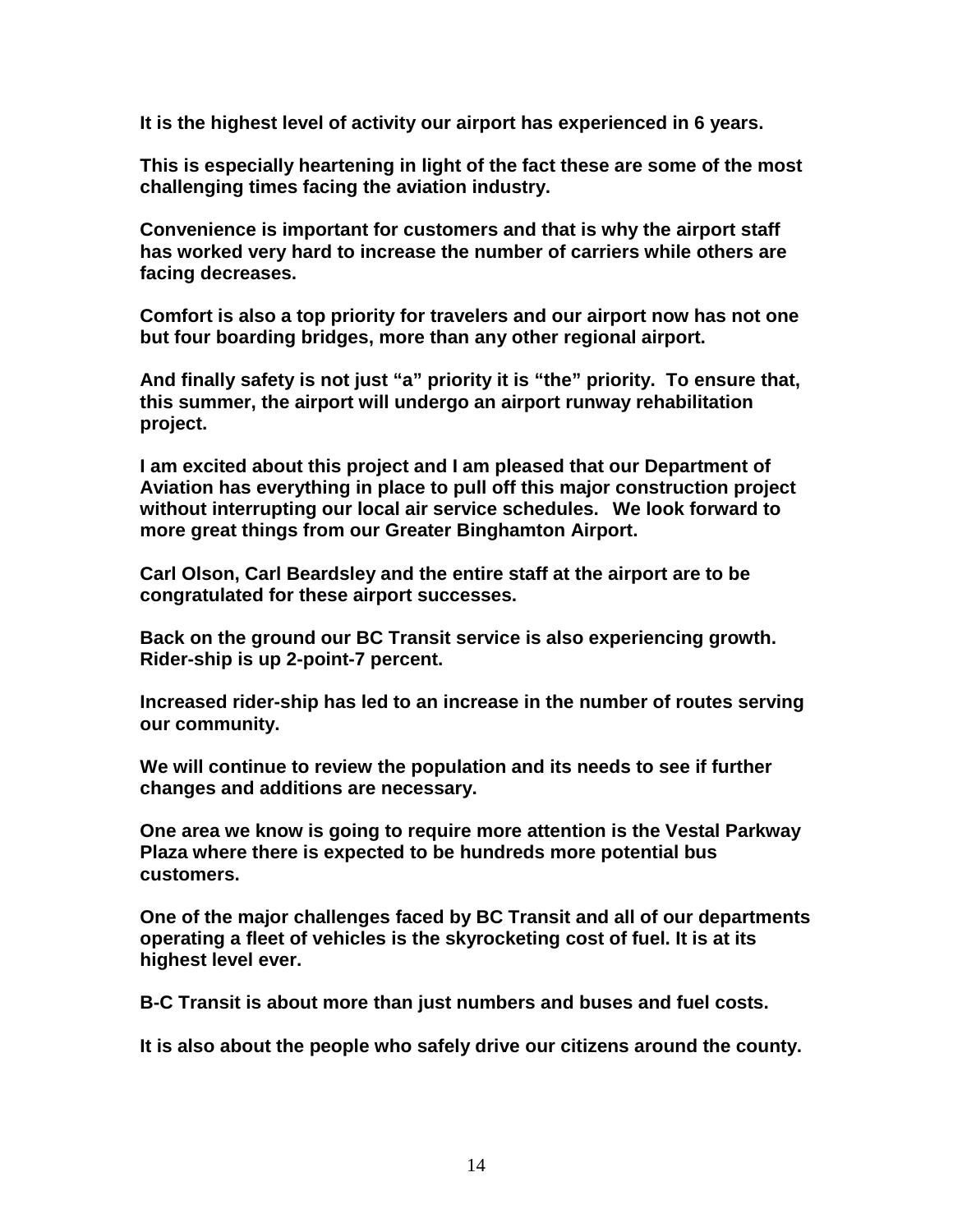**It is the highest level of activity our airport has experienced in 6 years.**

**This is especially heartening in light of the fact these are some of the most challenging times facing the aviation industry.**

**Convenience is important for customers and that is why the airport staff has worked very hard to increase the number of carriers while others are facing decreases.**

**Comfort is also a top priority for travelers and our airport now has not one but four boarding bridges, more than any other regional airport.**

**And finally safety is not just "a" priority it is "the" priority. To ensure that, this summer, the airport will undergo an airport runway rehabilitation project.**

**I am excited about this project and I am pleased that our Department of Aviation has everything in place to pull off this major construction project without interrupting our local air service schedules. We look forward to more great things from our Greater Binghamton Airport.**

**Carl Olson, Carl Beardsley and the entire staff at the airport are to be congratulated for these airport successes.**

**Back on the ground our BC Transit service is also experiencing growth. Rider-ship is up 2-point-7 percent.**

**Increased rider-ship has led to an increase in the number of routes serving our community.**

**We will continue to review the population and its needs to see if further changes and additions are necessary.**

**One area we know is going to require more attention is the Vestal Parkway Plaza where there is expected to be hundreds more potential bus customers.**

**One of the major challenges faced by BC Transit and all of our departments operating a fleet of vehicles is the skyrocketing cost of fuel. It is at its highest level ever.**

**B-C Transit is about more than just numbers and buses and fuel costs.**

**It is also about the people who safely drive our citizens around the county.**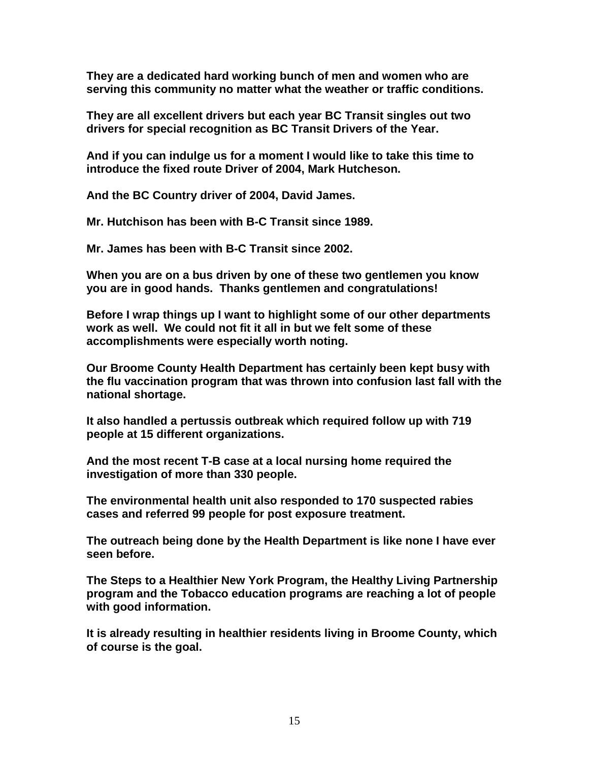**They are a dedicated hard working bunch of men and women who are serving this community no matter what the weather or traffic conditions.**

**They are all excellent drivers but each year BC Transit singles out two drivers for special recognition as BC Transit Drivers of the Year.**

**And if you can indulge us for a moment I would like to take this time to introduce the fixed route Driver of 2004, Mark Hutcheson.**

**And the BC Country driver of 2004, David James.**

**Mr. Hutchison has been with B-C Transit since 1989.**

**Mr. James has been with B-C Transit since 2002.**

**When you are on a bus driven by one of these two gentlemen you know you are in good hands. Thanks gentlemen and congratulations!**

**Before I wrap things up I want to highlight some of our other departments work as well. We could not fit it all in but we felt some of these accomplishments were especially worth noting.**

**Our Broome County Health Department has certainly been kept busy with the flu vaccination program that was thrown into confusion last fall with the national shortage.**

**It also handled a pertussis outbreak which required follow up with 719 people at 15 different organizations.**

**And the most recent T-B case at a local nursing home required the investigation of more than 330 people.**

**The environmental health unit also responded to 170 suspected rabies cases and referred 99 people for post exposure treatment.**

**The outreach being done by the Health Department is like none I have ever seen before.**

**The Steps to a Healthier New York Program, the Healthy Living Partnership program and the Tobacco education programs are reaching a lot of people with good information.**

**It is already resulting in healthier residents living in Broome County, which of course is the goal.**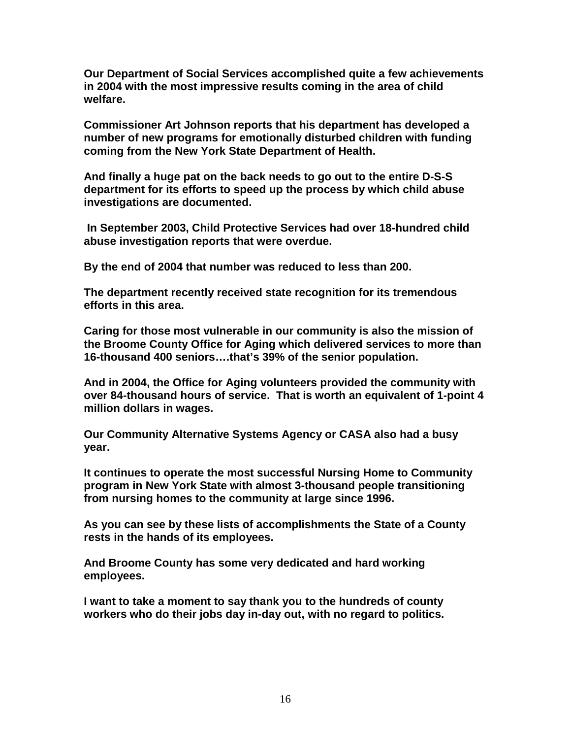**Our Department of Social Services accomplished quite a few achievements in 2004 with the most impressive results coming in the area of child welfare.**

**Commissioner Art Johnson reports that his department has developed a number of new programs for emotionally disturbed children with funding coming from the New York State Department of Health.**

**And finally a huge pat on the back needs to go out to the entire D-S-S department for its efforts to speed up the process by which child abuse investigations are documented.**

**In September 2003, Child Protective Services had over 18-hundred child abuse investigation reports that were overdue.**

**By the end of 2004 that number was reduced to less than 200.**

**The department recently received state recognition for its tremendous efforts in this area.**

**Caring for those most vulnerable in our community is also the mission of the Broome County Office for Aging which delivered services to more than 16-thousand 400 seniors….that's 39% of the senior population.**

**And in 2004, the Office for Aging volunteers provided the community with over 84-thousand hours of service. That is worth an equivalent of 1-point 4 million dollars in wages.**

**Our Community Alternative Systems Agency or CASA also had a busy year.**

**It continues to operate the most successful Nursing Home to Community program in New York State with almost 3-thousand people transitioning from nursing homes to the community at large since 1996.**

**As you can see by these lists of accomplishments the State of a County rests in the hands of its employees.**

**And Broome County has some very dedicated and hard working employees.**

**I want to take a moment to say thank you to the hundreds of county workers who do their jobs day in-day out, with no regard to politics.**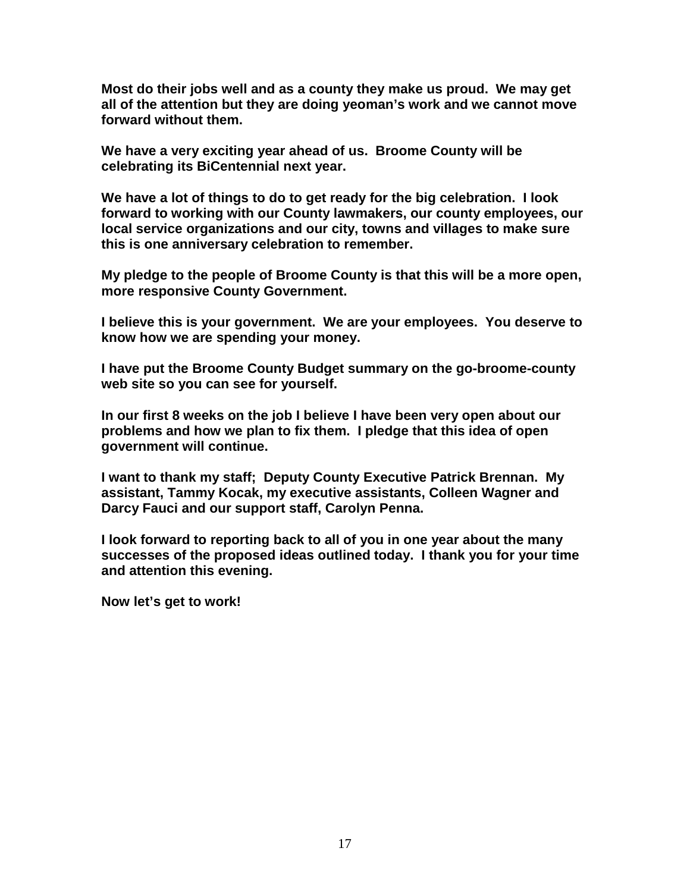**Most do their jobs well and as a county they make us proud. We may get all of the attention but they are doing yeoman's work and we cannot move forward without them.**

**We have a very exciting year ahead of us. Broome County will be celebrating its BiCentennial next year.**

**We have a lot of things to do to get ready for the big celebration. I look forward to working with our County lawmakers, our county employees, our local service organizations and our city, towns and villages to make sure this is one anniversary celebration to remember.**

**My pledge to the people of Broome County is that this will be a more open, more responsive County Government.**

**I believe this is your government. We are your employees. You deserve to know how we are spending your money.**

**I have put the Broome County Budget summary on the go-broome-county web site so you can see for yourself.**

**In our first 8 weeks on the job I believe I have been very open about our problems and how we plan to fix them. I pledge that this idea of open government will continue.**

**I want to thank my staff; Deputy County Executive Patrick Brennan. My assistant, Tammy Kocak, my executive assistants, Colleen Wagner and Darcy Fauci and our support staff, Carolyn Penna.**

**I look forward to reporting back to all of you in one year about the many successes of the proposed ideas outlined today. I thank you for your time and attention this evening.**

**Now let's get to work!**